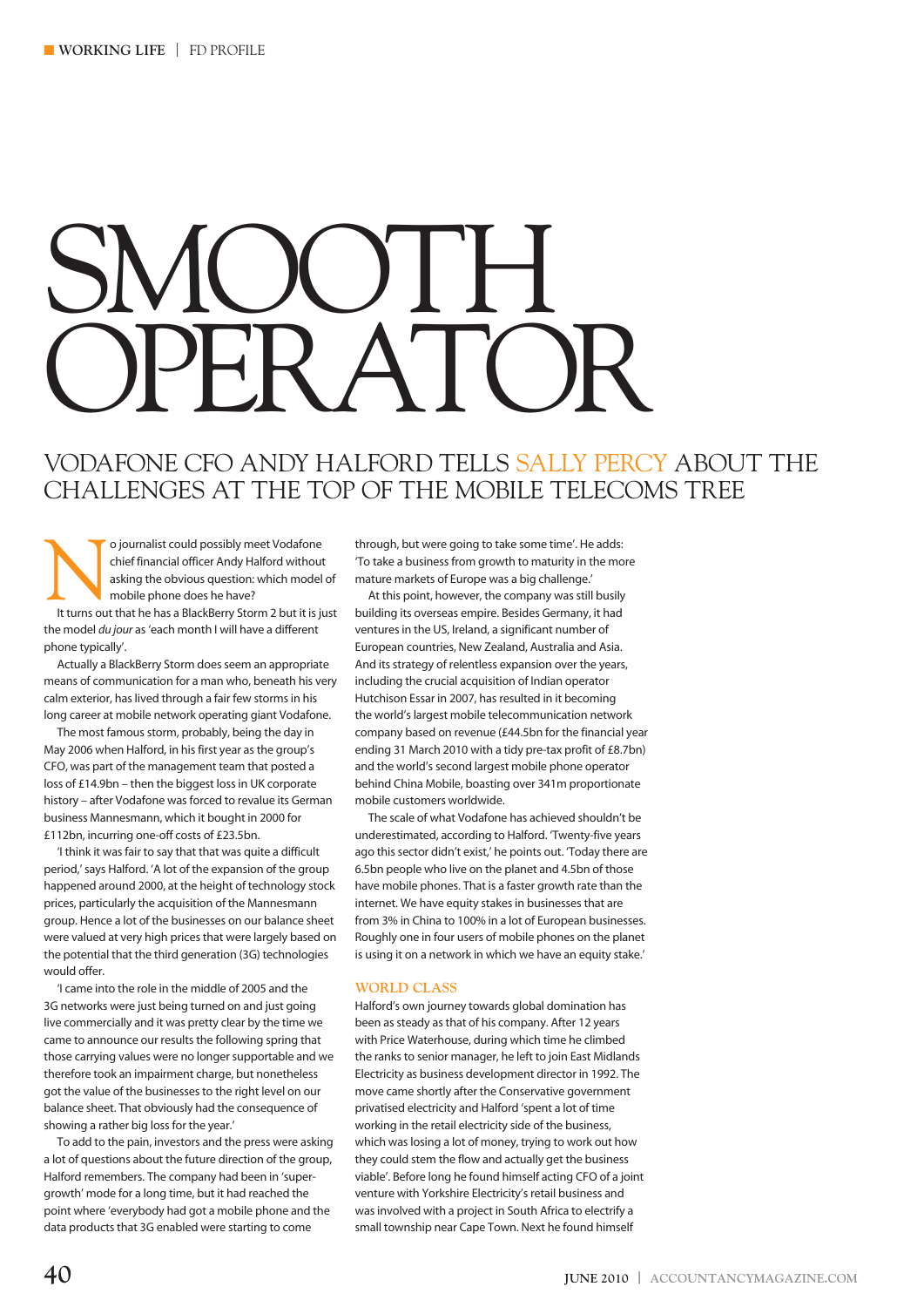# SMOOTH OPERATOR

## VODAFONE CFO ANDY HALFORD TELLS SALLY PERCY ABOUT THE CHALLENGES AT THE TOP OF THE MOBILE TELECOMS TREE

No journalist could possibly meet Vodafone chief financial officer Andy Halford without asking the obvious question: which model of mobile phone does he have?

It turns out that he has a BlackBerry Storm 2 but it is just the model *du jour* as 'each month I will have a different phone typically'.

Actually a BlackBerry Storm does seem an appropriate means of communication for a man who, beneath his very calm exterior, has lived through a fair few storms in his long career at mobile network operating giant Vodafone.

The most famous storm, probably, being the day in May 2006 when Halford, in his first year as the group's CFO, was part of the management team that posted a loss of £14.9bn – then the biggest loss in UK corporate history – after Vodafone was forced to revalue its German business Mannesmann, which it bought in 2000 for £112bn, incurring one-off costs of £23.5bn.

'I think it was fair to say that that was quite a difficult period,' says Halford. 'A lot of the expansion of the group happened around 2000, at the height of technology stock prices, particularly the acquisition of the Mannesmann group. Hence a lot of the businesses on our balance sheet were valued at very high prices that were largely based on the potential that the third generation (3G) technologies would offer.

'I came into the role in the middle of 2005 and the 3G networks were just being turned on and just going live commercially and it was pretty clear by the time we came to announce our results the following spring that those carrying values were no longer supportable and we therefore took an impairment charge, but nonetheless got the value of the businesses to the right level on our balance sheet. That obviously had the consequence of showing a rather big loss for the year.'

To add to the pain, investors and the press were asking a lot of questions about the future direction of the group, Halford remembers. The company had been in 'super-growth' mode for a long time, but it had reached the point where 'everybody had got a mobile phone and the data products that 3G enabled were starting to come through, but were going to take some time'. He adds: 'To take a business from growth to maturity in the more mature markets of Europe was a big challenge.'

At this point, however, the company was still busily building its overseas empire. Besides Germany, it had ventures in the US, Ireland, a significant number of European countries, New Zealand, Australia and Asia. And its strategy of relentless expansion over the years, including the crucial acquisition of Indian operator Hutchison Essar in 2007, has resulted in it becoming the world's largest mobile telecommunication network company based on revenue (£44.5bn for the financial year ending 31 March 2010 with a tidy pre-tax profit of £8.7bn) and the world's second largest mobile phone operator behind China Mobile, boasting over 341m proportionate mobile customers worldwide.

The scale of what Vodafone has achieved shouldn't be underestimated, according to Halford. 'Twenty-five years ago this sector didn't exist,' he points out. 'Today there are 6.5bn people who live on the planet and 4.5bn of those have mobile phones. That is a faster growth rate than the internet. We have equity stakes in businesses that are from 3% in China to 100% in a lot of European businesses. Roughly one in four users of mobile phones on the planet is using it on a network in which we have an equity stake.'

### WORLD CLASS

Halford's own journey towards global domination has been as steady as that of his company. After 12 years with Price Waterhouse, during which time he climbed the ranks to senior manager, he left to join East Midlands Electricity as business development director in 1992. The move came shortly after the Conservative government privatised electricity and Halford 'spent a lot of time working in the retail electricity side of the business, which was losing a lot of money, trying to work out how they could stem the flow and actually get the business viable'. Before long he found himself acting CFO of a joint venture with Yorkshire Electricity's retail business and was involved with a project in South Africa to electrify a small township near Cape Town. Next he found himself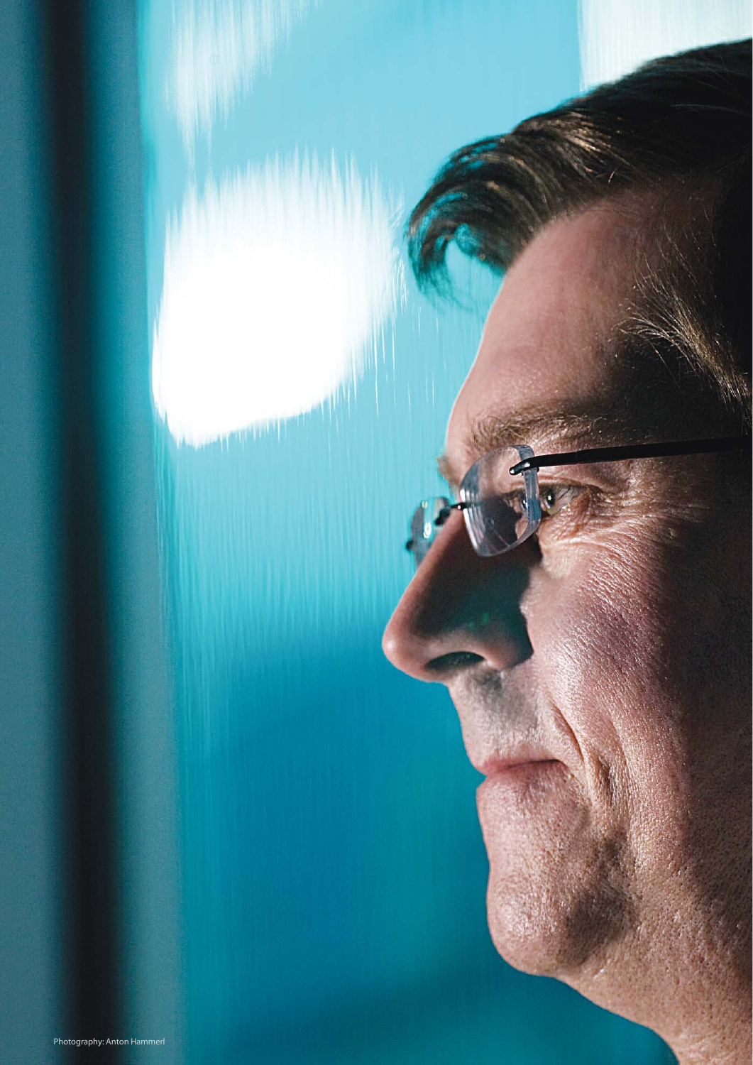Photography: Anton Hammerl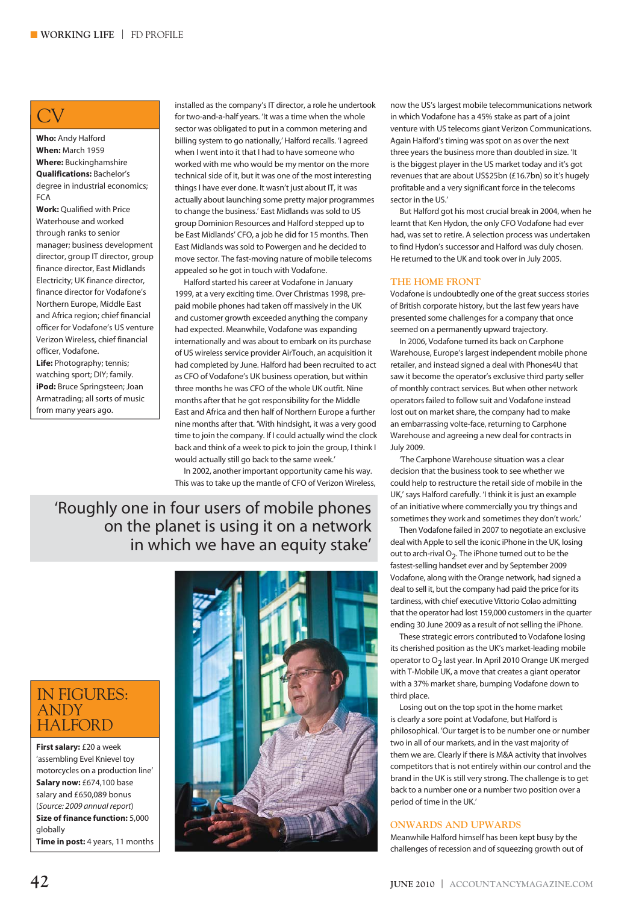## CV

**Who:** Andy Halford
**When:** March 1959
**Where:** Buckinghamshire
**Qualifications:** Bachelor's degree in industrial economics; FCA
**Work:** Qualified with Price Waterhouse and worked through ranks to senior manager; business development director, group IT director, group finance director, East Midlands Electricity; UK finance director, finance director for Vodafone's Northern Europe, Middle East and Africa region; chief financial officer for Vodafone's US venture Verizon Wireless, chief financial officer, Vodafone.
**Life:** Photography; tennis; watching sport; DIY; family.
**iPod:** Bruce Springsteen; Joan Armatrading; all sorts of music from many years ago.

installed as the company's IT director, a role he undertook for two-and-a-half years. 'It was a time when the whole sector was obligated to put in a common metering and billing system to go nationally,' Halford recalls. 'I agreed when I went into it that I had to have someone who worked with me who would be my mentor on the more technical side of it, but it was one of the most interesting things I have ever done. It wasn't just about IT, it was actually about launching some pretty major programmes to change the business.' East Midlands was sold to US group Dominion Resources and Halford stepped up to be East Midlands' CFO, a job he did for 15 months. Then East Midlands was sold to Powergen and he decided to move sector. The fast-moving nature of mobile telecoms appealed so he got in touch with Vodafone.

Halford started his career at Vodafone in January 1999, at a very exciting time. Over Christmas 1998, pre-paid mobile phones had taken off massively in the UK and customer growth exceeded anything the company had expected. Meanwhile, Vodafone was expanding internationally and was about to embark on its purchase of US wireless service provider AirTouch, an acquisition it had completed by June. Halford had been recruited to act as CFO of Vodafone's UK business operation, but within three months he was CFO of the whole UK outfit. Nine months after that he got responsibility for the Middle East and Africa and then half of Northern Europe a further nine months after that. 'With hindsight, it was a very good time to join the company. If I could actually wind the clock back and think of a week to pick to join the group, I think I would actually still go back to the same week.'

In 2002, another important opportunity came his way. This was to take up the mantle of CFO of Verizon Wireless, now the US's largest mobile telecommunications network in which Vodafone has a 45% stake as part of a joint venture with US telecoms giant Verizon Communications. Again Halford's timing was spot on as over the next three years the business more than doubled in size. 'It is the biggest player in the US market today and it's got revenues that are about US$25bn (£16.7bn) so it's hugely profitable and a very significant force in the telecoms sector in the US.'

But Halford got his most crucial break in 2004, when he learnt that Ken Hydon, the only CFO Vodafone had ever had, was set to retire. A selection process was undertaken to find Hydon's successor and Halford was duly chosen. He returned to the UK and took over in July 2005.

> 'Roughly one in four users of mobile phones on the planet is using it on a network in which we have an equity stake'

### THE HOME FRONT

Vodafone is undoubtedly one of the great success stories of British corporate history, but the last few years have presented some challenges for a company that once seemed on a permanently upward trajectory.

In 2006, Vodafone turned its back on Carphone Warehouse, Europe's largest independent mobile phone retailer, and instead signed a deal with Phones4U that saw it become the operator's exclusive third party seller of monthly contract services. But when other network operators failed to follow suit and Vodafone instead lost out on market share, the company had to make an embarrassing volte-face, returning to Carphone Warehouse and agreeing a new deal for contracts in July 2009.

'The Carphone Warehouse situation was a clear decision that the business took to see whether we could help to restructure the retail side of mobile in the UK,' says Halford carefully. 'I think it is just an example of an initiative where commercially you try things and sometimes they work and sometimes they don't work.'

Then Vodafone failed in 2007 to negotiate an exclusive deal with Apple to sell the iconic iPhone in the UK, losing out to arch-rival $O_2$. The iPhone turned out to be the fastest-selling handset ever and by September 2009 Vodafone, along with the Orange network, had signed a deal to sell it, but the company had paid the price for its tardiness, with chief executive Vittorio Colao admitting that the operator had lost 159,000 customers in the quarter ending 30 June 2009 as a result of not selling the iPhone.

These strategic errors contributed to Vodafone losing its cherished position as the UK's market-leading mobile operator to $O_2$ last year. In April 2010 Orange UK merged with T-Mobile UK, a move that creates a giant operator with a 37% market share, bumping Vodafone down to third place.

Losing out on the top spot in the home market is clearly a sore point at Vodafone, but Halford is philosophical. 'Our target is to be number one or number two in all of our markets, and in the vast majority of them we are. Clearly if there is M&A activity that involves competitors that is not entirely within our control and the brand in the UK is still very strong. The challenge is to get back to a number one or a number two position over a period of time in the UK.'

### ONWARDS AND UPWARDS

Meanwhile Halford himself has been kept busy by the challenges of recession and of squeezing growth out of

## IN FIGURES: ANDY HALFORD

**First salary:** £20 a week 'assembling Evel Knievel toy motorcycles on a production line'
**Salary now:** £674,100 base salary and £650,089 bonus (*Source: 2009 annual report*)
**Size of finance function:** 5,000 globally
**Time in post:** 4 years, 11 months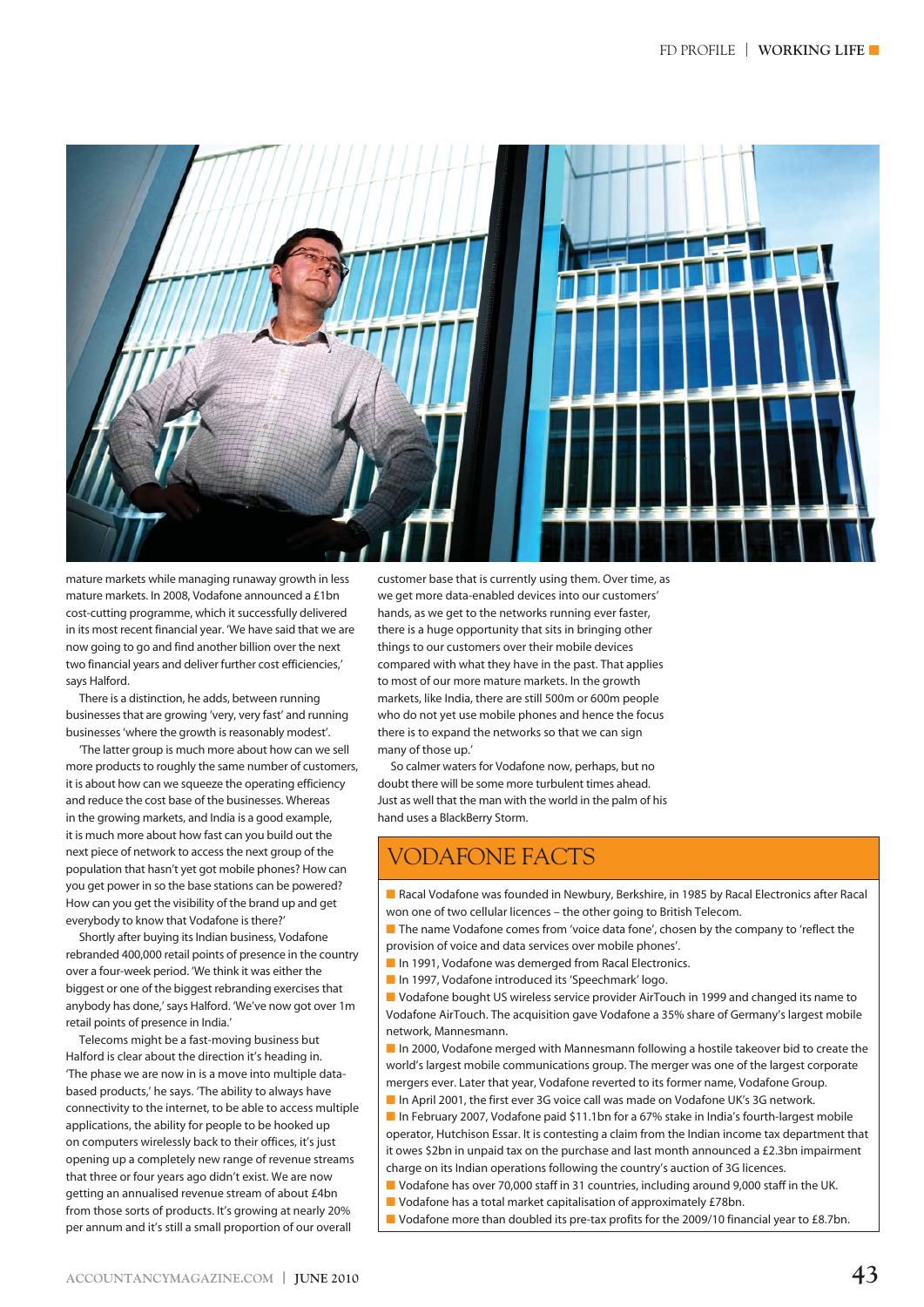mature markets while managing runaway growth in less mature markets. In 2008, Vodafone announced a £1bn cost-cutting programme, which it successfully delivered in its most recent financial year. 'We have said that we are now going to go and find another billion over the next two financial years and deliver further cost efficiencies,' says Halford.

There is a distinction, he adds, between running businesses that are growing 'very, very fast' and running businesses 'where the growth is reasonably modest'.

'The latter group is much more about how can we sell more products to roughly the same number of customers, it is about how can we squeeze the operating efficiency and reduce the cost base of the businesses. Whereas in the growing markets, and India is a good example, it is much more about how fast can you build out the next piece of network to access the next group of the population that hasn't yet got mobile phones? How can you get power in so the base stations can be powered? How can you get the visibility of the brand up and get everybody to know that Vodafone is there?'

Shortly after buying its Indian business, Vodafone rebranded 400,000 retail points of presence in the country over a four-week period. 'We think it was either the biggest or one of the biggest rebranding exercises that anybody has done,' says Halford. 'We've now got over 1m retail points of presence in India.'

Telecoms might be a fast-moving business but Halford is clear about the direction it's heading in. 'The phase we are now in is a move into multiple data-based products,' he says. 'The ability to always have connectivity to the internet, to be able to access multiple applications, the ability for people to be hooked up on computers wirelessly back to their offices, it's just opening up a completely new range of revenue streams that three or four years ago didn't exist. We are now getting an annualised revenue stream of about £4bn from those sorts of products. It's growing at nearly 20% per annum and it's still a small proportion of our overall customer base that is currently using them. Over time, as we get more data-enabled devices into our customers' hands, as we get to the networks running ever faster, there is a huge opportunity that sits in bringing other things to our customers over their mobile devices compared with what they have in the past. That applies to most of our more mature markets. In the growth markets, like India, there are still 500m or 600m people who do not yet use mobile phones and hence the focus there is to expand the networks so that we can sign many of those up.'

So calmer waters for Vodafone now, perhaps, but no doubt there will be some more turbulent times ahead. Just as well that the man with the world in the palm of his hand uses a BlackBerry Storm.

## VODAFONE FACTS

- Racal Vodafone was founded in Newbury, Berkshire, in 1985 by Racal Electronics after Racal won one of two cellular licences – the other going to British Telecom.
- The name Vodafone comes from 'voice data fone', chosen by the company to 'reflect the provision of voice and data services over mobile phones'.
- In 1991, Vodafone was demerged from Racal Electronics.
- In 1997, Vodafone introduced its 'Speechmark' logo.
- Vodafone bought US wireless service provider AirTouch in 1999 and changed its name to Vodafone AirTouch. The acquisition gave Vodafone a 35% share of Germany's largest mobile network, Mannesmann.
- In 2000, Vodafone merged with Mannesmann following a hostile takeover bid to create the world's largest mobile communications group. The merger was one of the largest corporate mergers ever. Later that year, Vodafone reverted to its former name, Vodafone Group.
- In April 2001, the first ever 3G voice call was made on Vodafone UK's 3G network.
- In February 2007, Vodafone paid $11.1bn for a 67% stake in India's fourth-largest mobile operator, Hutchison Essar. It is contesting a claim from the Indian income tax department that it owes $2bn in unpaid tax on the purchase and last month announced a £2.3bn impairment charge on its Indian operations following the country's auction of 3G licences.
- Vodafone has over 70,000 staff in 31 countries, including around 9,000 staff in the UK.
- Vodafone has a total market capitalisation of approximately £78bn.
- Vodafone more than doubled its pre-tax profits for the 2009/10 financial year to £8.7bn.